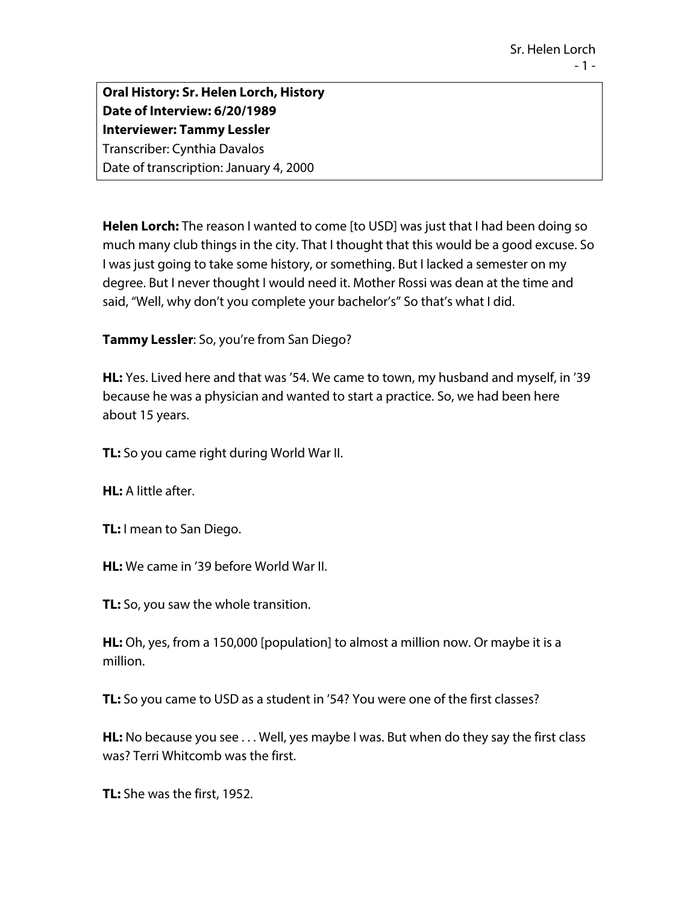**Oral History: Sr. Helen Lorch, History**
**Date of Interview: 6/20/1989**
**Interviewer: Tammy Lessler**
Transcriber: Cynthia Davalos
Date of transcription: January 4, 2000

**Helen Lorch:** The reason I wanted to come [to USD] was just that I had been doing so much many club things in the city. That I thought that this would be a good excuse. So I was just going to take some history, or something. But I lacked a semester on my degree. But I never thought I would need it. Mother Rossi was dean at the time and said, "Well, why don't you complete your bachelor's" So that's what I did.

**Tammy Lessler**: So, you're from San Diego?

**HL:** Yes. Lived here and that was '54. We came to town, my husband and myself, in '39 because he was a physician and wanted to start a practice. So, we had been here about 15 years.

**TL:** So you came right during World War II.

**HL:** A little after.

**TL:** I mean to San Diego.

**HL:** We came in '39 before World War II.

**TL:** So, you saw the whole transition.

**HL:** Oh, yes, from a 150,000 [population] to almost a million now. Or maybe it is a million.

**TL:** So you came to USD as a student in '54? You were one of the first classes?

**HL:** No because you see . . . Well, yes maybe I was. But when do they say the first class was? Terri Whitcomb was the first.

**TL:** She was the first, 1952.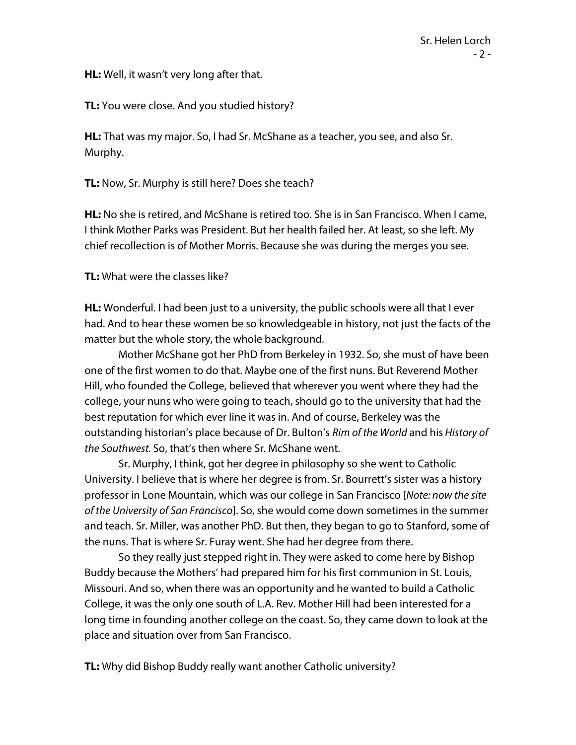**HL:** Well, it wasn't very long after that.

**TL:** You were close. And you studied history?

**HL:** That was my major. So, I had Sr. McShane as a teacher, you see, and also Sr. Murphy.

**TL:** Now, Sr. Murphy is still here? Does she teach?

**HL:** No she is retired, and McShane is retired too. She is in San Francisco. When I came, I think Mother Parks was President. But her health failed her. At least, so she left. My chief recollection is of Mother Morris. Because she was during the merges you see.

**TL:** What were the classes like?

**HL:** Wonderful. I had been just to a university, the public schools were all that I ever had. And to hear these women be so knowledgeable in history, not just the facts of the matter but the whole story, the whole background.

Mother McShane got her PhD from Berkeley in 1932. So, she must of have been one of the first women to do that. Maybe one of the first nuns. But Reverend Mother Hill, who founded the College, believed that wherever you went where they had the college, your nuns who were going to teach, should go to the university that had the best reputation for which ever line it was in. And of course, Berkeley was the outstanding historian's place because of Dr. Bulton's *Rim of the World* and his *History of the Southwest*. So, that's then where Sr. McShane went.

Sr. Murphy, I think, got her degree in philosophy so she went to Catholic University. I believe that is where her degree is from. Sr. Bourrett's sister was a history professor in Lone Mountain, which was our college in San Francisco [*Note: now the site of the University of San Francisco*]. So, she would come down sometimes in the summer and teach. Sr. Miller, was another PhD. But then, they began to go to Stanford, some of the nuns. That is where Sr. Furay went. She had her degree from there.

So they really just stepped right in. They were asked to come here by Bishop Buddy because the Mothers' had prepared him for his first communion in St. Louis, Missouri. And so, when there was an opportunity and he wanted to build a Catholic College, it was the only one south of L.A. Rev. Mother Hill had been interested for a long time in founding another college on the coast. So, they came down to look at the place and situation over from San Francisco.

**TL:** Why did Bishop Buddy really want another Catholic university?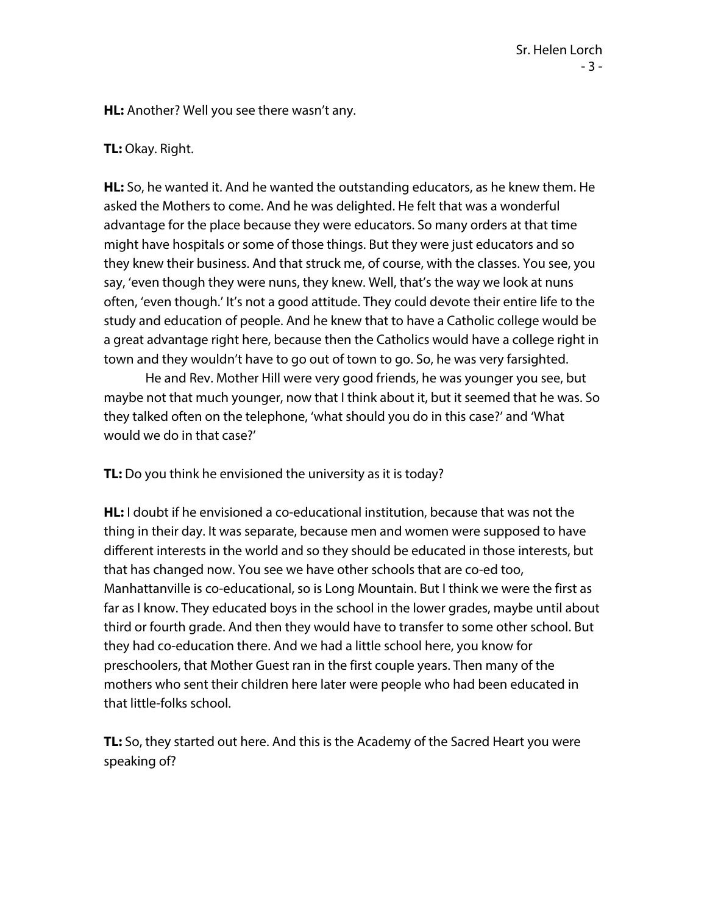**HL:** Another? Well you see there wasn't any.

**TL:** Okay. Right.

**HL:** So, he wanted it. And he wanted the outstanding educators, as he knew them. He asked the Mothers to come. And he was delighted. He felt that was a wonderful advantage for the place because they were educators. So many orders at that time might have hospitals or some of those things. But they were just educators and so they knew their business. And that struck me, of course, with the classes. You see, you say, 'even though they were nuns, they knew. Well, that's the way we look at nuns often, 'even though.' It's not a good attitude. They could devote their entire life to the study and education of people. And he knew that to have a Catholic college would be a great advantage right here, because then the Catholics would have a college right in town and they wouldn't have to go out of town to go. So, he was very farsighted.

He and Rev. Mother Hill were very good friends, he was younger you see, but maybe not that much younger, now that I think about it, but it seemed that he was. So they talked often on the telephone, 'what should you do in this case?' and 'What would we do in that case?'

**TL:** Do you think he envisioned the university as it is today?

**HL:** I doubt if he envisioned a co-educational institution, because that was not the thing in their day. It was separate, because men and women were supposed to have different interests in the world and so they should be educated in those interests, but that has changed now. You see we have other schools that are co-ed too, Manhattanville is co-educational, so is Long Mountain. But I think we were the first as far as I know. They educated boys in the school in the lower grades, maybe until about third or fourth grade. And then they would have to transfer to some other school. But they had co-education there. And we had a little school here, you know for preschoolers, that Mother Guest ran in the first couple years. Then many of the mothers who sent their children here later were people who had been educated in that little-folks school.

**TL:** So, they started out here. And this is the Academy of the Sacred Heart you were speaking of?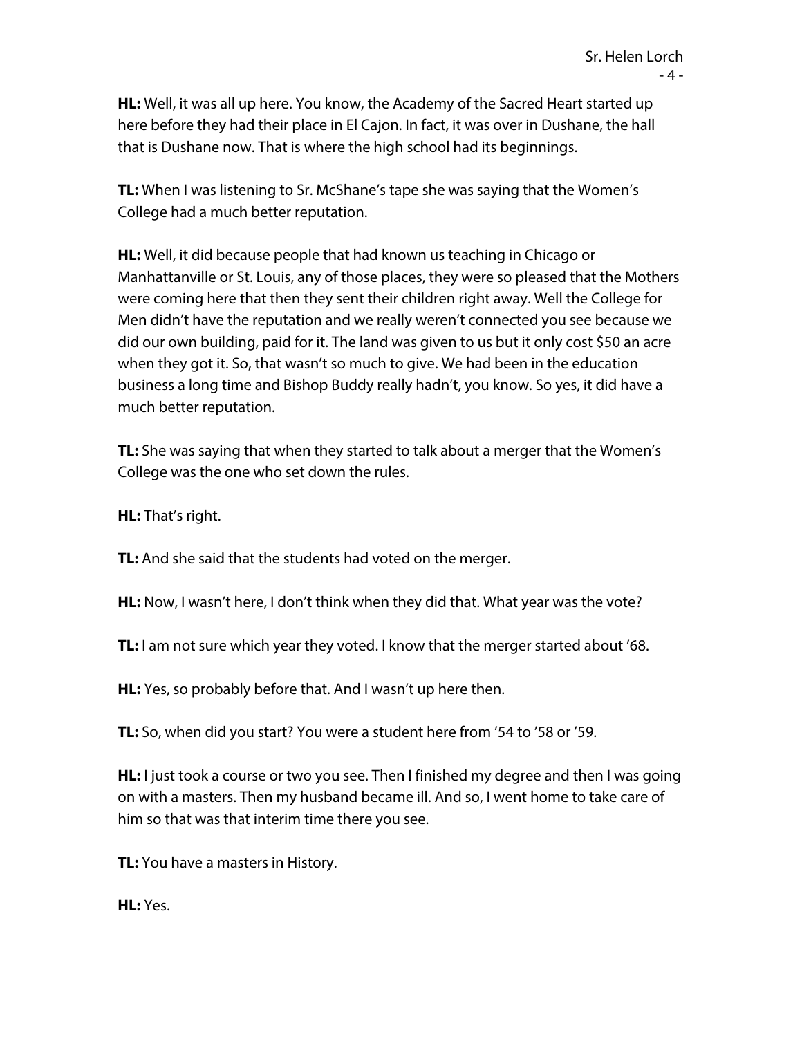**HL:** Well, it was all up here. You know, the Academy of the Sacred Heart started up here before they had their place in El Cajon. In fact, it was over in Dushane, the hall that is Dushane now. That is where the high school had its beginnings.

**TL:** When I was listening to Sr. McShane's tape she was saying that the Women's College had a much better reputation.

**HL:** Well, it did because people that had known us teaching in Chicago or Manhattanville or St. Louis, any of those places, they were so pleased that the Mothers were coming here that then they sent their children right away. Well the College for Men didn't have the reputation and we really weren't connected you see because we did our own building, paid for it. The land was given to us but it only cost $50 an acre when they got it. So, that wasn't so much to give. We had been in the education business a long time and Bishop Buddy really hadn't, you know. So yes, it did have a much better reputation.

**TL:** She was saying that when they started to talk about a merger that the Women's College was the one who set down the rules.

**HL:** That's right.

**TL:** And she said that the students had voted on the merger.

**HL:** Now, I wasn't here, I don't think when they did that. What year was the vote?

**TL:** I am not sure which year they voted. I know that the merger started about '68.

**HL:** Yes, so probably before that. And I wasn't up here then.

**TL:** So, when did you start? You were a student here from '54 to '58 or '59.

**HL:** I just took a course or two you see. Then I finished my degree and then I was going on with a masters. Then my husband became ill. And so, I went home to take care of him so that was that interim time there you see.

**TL:** You have a masters in History.

**HL:** Yes.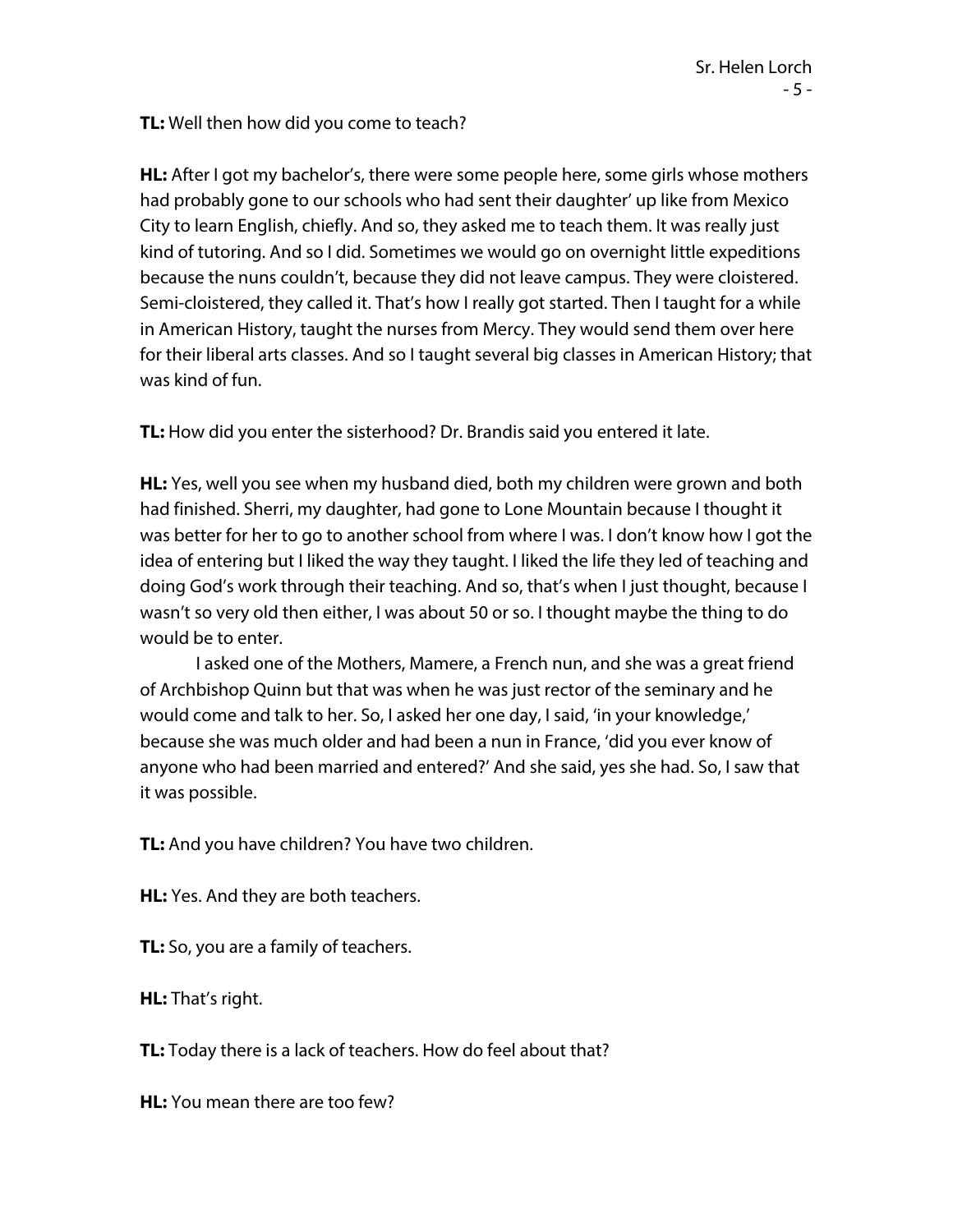**TL:** Well then how did you come to teach?

**HL:** After I got my bachelor's, there were some people here, some girls whose mothers had probably gone to our schools who had sent their daughter' up like from Mexico City to learn English, chiefly. And so, they asked me to teach them. It was really just kind of tutoring. And so I did. Sometimes we would go on overnight little expeditions because the nuns couldn't, because they did not leave campus. They were cloistered. Semi-cloistered, they called it. That's how I really got started. Then I taught for a while in American History, taught the nurses from Mercy. They would send them over here for their liberal arts classes. And so I taught several big classes in American History; that was kind of fun.

**TL:** How did you enter the sisterhood? Dr. Brandis said you entered it late.

**HL:** Yes, well you see when my husband died, both my children were grown and both had finished. Sherri, my daughter, had gone to Lone Mountain because I thought it was better for her to go to another school from where I was. I don't know how I got the idea of entering but I liked the way they taught. I liked the life they led of teaching and doing God's work through their teaching. And so, that's when I just thought, because I wasn't so very old then either, I was about 50 or so. I thought maybe the thing to do would be to enter.

I asked one of the Mothers, Mamere, a French nun, and she was a great friend of Archbishop Quinn but that was when he was just rector of the seminary and he would come and talk to her. So, I asked her one day, I said, 'in your knowledge,' because she was much older and had been a nun in France, 'did you ever know of anyone who had been married and entered?' And she said, yes she had. So, I saw that it was possible.

**TL:** And you have children? You have two children.

**HL:** Yes. And they are both teachers.

**TL:** So, you are a family of teachers.

**HL:** That's right.

**TL:** Today there is a lack of teachers. How do feel about that?

**HL:** You mean there are too few?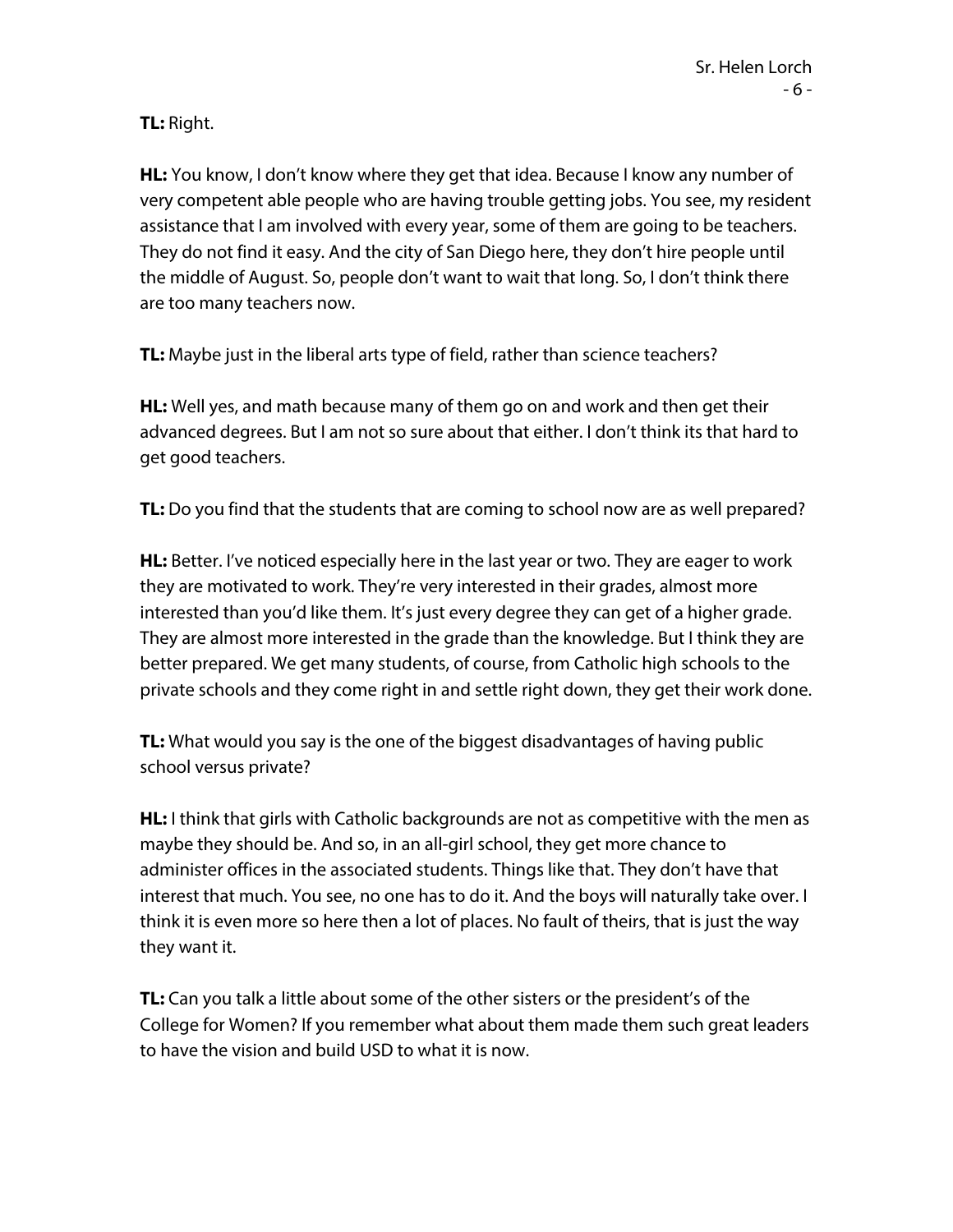**TL:** Right.

**HL:** You know, I don't know where they get that idea. Because I know any number of very competent able people who are having trouble getting jobs. You see, my resident assistance that I am involved with every year, some of them are going to be teachers. They do not find it easy. And the city of San Diego here, they don't hire people until the middle of August. So, people don't want to wait that long. So, I don't think there are too many teachers now.

**TL:** Maybe just in the liberal arts type of field, rather than science teachers?

**HL:** Well yes, and math because many of them go on and work and then get their advanced degrees. But I am not so sure about that either. I don't think its that hard to get good teachers.

**TL:** Do you find that the students that are coming to school now are as well prepared?

**HL:** Better. I've noticed especially here in the last year or two. They are eager to work they are motivated to work. They're very interested in their grades, almost more interested than you'd like them. It's just every degree they can get of a higher grade. They are almost more interested in the grade than the knowledge. But I think they are better prepared. We get many students, of course, from Catholic high schools to the private schools and they come right in and settle right down, they get their work done.

**TL:** What would you say is the one of the biggest disadvantages of having public school versus private?

**HL:** I think that girls with Catholic backgrounds are not as competitive with the men as maybe they should be. And so, in an all-girl school, they get more chance to administer offices in the associated students. Things like that. They don't have that interest that much. You see, no one has to do it. And the boys will naturally take over. I think it is even more so here then a lot of places. No fault of theirs, that is just the way they want it.

**TL:** Can you talk a little about some of the other sisters or the president's of the College for Women? If you remember what about them made them such great leaders to have the vision and build USD to what it is now.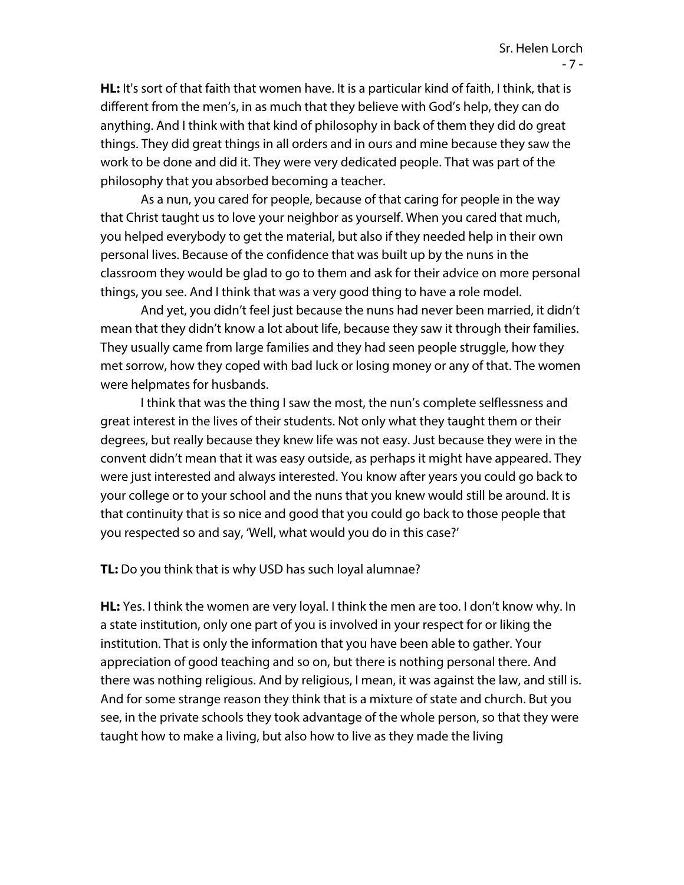**HL:** It's sort of that faith that women have. It is a particular kind of faith, I think, that is different from the men's, in as much that they believe with God's help, they can do anything. And I think with that kind of philosophy in back of them they did do great things. They did great things in all orders and in ours and mine because they saw the work to be done and did it. They were very dedicated people. That was part of the philosophy that you absorbed becoming a teacher.

As a nun, you cared for people, because of that caring for people in the way that Christ taught us to love your neighbor as yourself. When you cared that much, you helped everybody to get the material, but also if they needed help in their own personal lives. Because of the confidence that was built up by the nuns in the classroom they would be glad to go to them and ask for their advice on more personal things, you see. And I think that was a very good thing to have a role model.

And yet, you didn't feel just because the nuns had never been married, it didn't mean that they didn't know a lot about life, because they saw it through their families. They usually came from large families and they had seen people struggle, how they met sorrow, how they coped with bad luck or losing money or any of that. The women were helpmates for husbands.

I think that was the thing I saw the most, the nun's complete selflessness and great interest in the lives of their students. Not only what they taught them or their degrees, but really because they knew life was not easy. Just because they were in the convent didn't mean that it was easy outside, as perhaps it might have appeared. They were just interested and always interested. You know after years you could go back to your college or to your school and the nuns that you knew would still be around. It is that continuity that is so nice and good that you could go back to those people that you respected so and say, 'Well, what would you do in this case?'

**TL:** Do you think that is why USD has such loyal alumnae?

**HL:** Yes. I think the women are very loyal. I think the men are too. I don't know why. In a state institution, only one part of you is involved in your respect for or liking the institution. That is only the information that you have been able to gather. Your appreciation of good teaching and so on, but there is nothing personal there. And there was nothing religious. And by religious, I mean, it was against the law, and still is. And for some strange reason they think that is a mixture of state and church. But you see, in the private schools they took advantage of the whole person, so that they were taught how to make a living, but also how to live as they made the living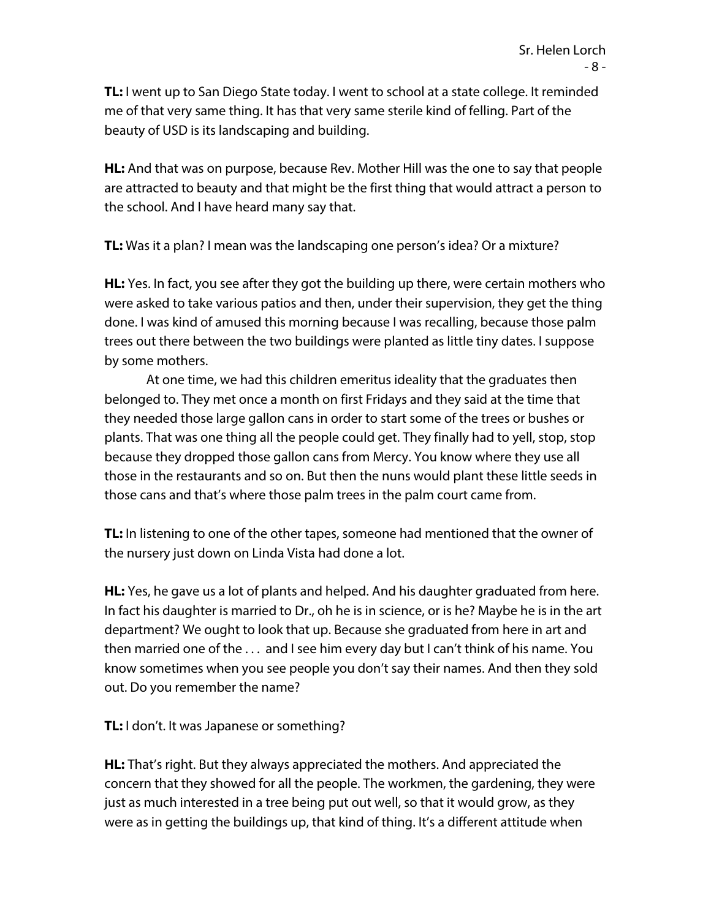**TL:** I went up to San Diego State today. I went to school at a state college. It reminded me of that very same thing. It has that very same sterile kind of felling. Part of the beauty of USD is its landscaping and building.

**HL:** And that was on purpose, because Rev. Mother Hill was the one to say that people are attracted to beauty and that might be the first thing that would attract a person to the school. And I have heard many say that.

**TL:** Was it a plan? I mean was the landscaping one person's idea? Or a mixture?

**HL:** Yes. In fact, you see after they got the building up there, were certain mothers who were asked to take various patios and then, under their supervision, they get the thing done. I was kind of amused this morning because I was recalling, because those palm trees out there between the two buildings were planted as little tiny dates. I suppose by some mothers.

At one time, we had this children emeritus ideality that the graduates then belonged to. They met once a month on first Fridays and they said at the time that they needed those large gallon cans in order to start some of the trees or bushes or plants. That was one thing all the people could get. They finally had to yell, stop, stop because they dropped those gallon cans from Mercy. You know where they use all those in the restaurants and so on. But then the nuns would plant these little seeds in those cans and that's where those palm trees in the palm court came from.

**TL:** In listening to one of the other tapes, someone had mentioned that the owner of the nursery just down on Linda Vista had done a lot.

**HL:** Yes, he gave us a lot of plants and helped. And his daughter graduated from here. In fact his daughter is married to Dr., oh he is in science, or is he? Maybe he is in the art department? We ought to look that up. Because she graduated from here in art and then married one of the . . . and I see him every day but I can't think of his name. You know sometimes when you see people you don't say their names. And then they sold out. Do you remember the name?

**TL:** I don't. It was Japanese or something?

**HL:** That's right. But they always appreciated the mothers. And appreciated the concern that they showed for all the people. The workmen, the gardening, they were just as much interested in a tree being put out well, so that it would grow, as they were as in getting the buildings up, that kind of thing. It's a different attitude when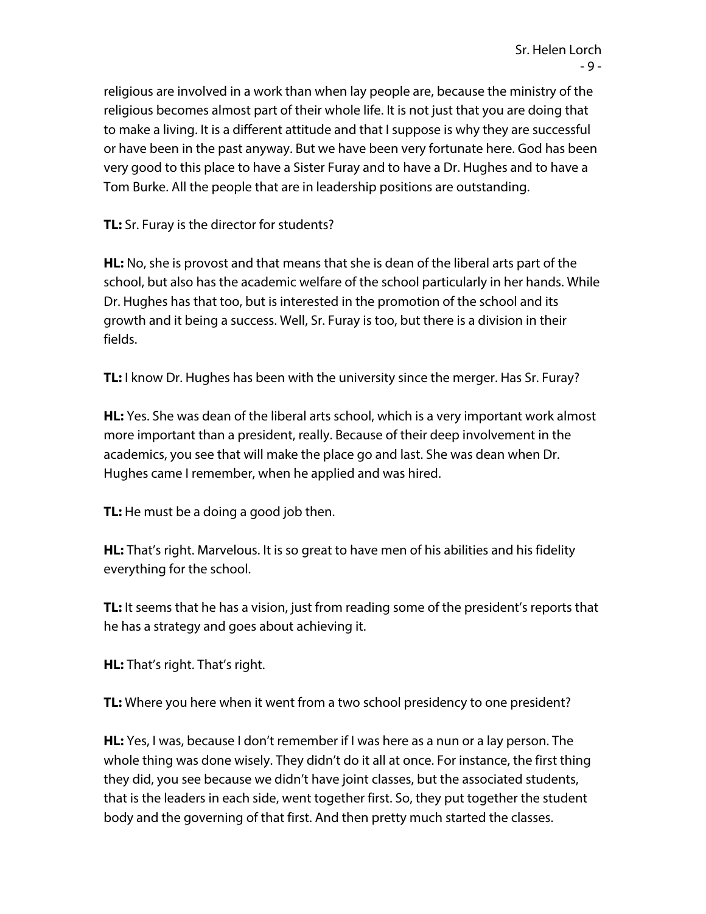religious are involved in a work than when lay people are, because the ministry of the religious becomes almost part of their whole life. It is not just that you are doing that to make a living. It is a different attitude and that I suppose is why they are successful or have been in the past anyway. But we have been very fortunate here. God has been very good to this place to have a Sister Furay and to have a Dr. Hughes and to have a Tom Burke. All the people that are in leadership positions are outstanding.

**TL:** Sr. Furay is the director for students?

**HL:** No, she is provost and that means that she is dean of the liberal arts part of the school, but also has the academic welfare of the school particularly in her hands. While Dr. Hughes has that too, but is interested in the promotion of the school and its growth and it being a success. Well, Sr. Furay is too, but there is a division in their fields.

**TL:** I know Dr. Hughes has been with the university since the merger. Has Sr. Furay?

**HL:** Yes. She was dean of the liberal arts school, which is a very important work almost more important than a president, really. Because of their deep involvement in the academics, you see that will make the place go and last. She was dean when Dr. Hughes came I remember, when he applied and was hired.

**TL:** He must be a doing a good job then.

**HL:** That's right. Marvelous. It is so great to have men of his abilities and his fidelity everything for the school.

**TL:** It seems that he has a vision, just from reading some of the president's reports that he has a strategy and goes about achieving it.

**HL:** That's right. That's right.

**TL:** Where you here when it went from a two school presidency to one president?

**HL:** Yes, I was, because I don't remember if I was here as a nun or a lay person. The whole thing was done wisely. They didn't do it all at once. For instance, the first thing they did, you see because we didn't have joint classes, but the associated students, that is the leaders in each side, went together first. So, they put together the student body and the governing of that first. And then pretty much started the classes.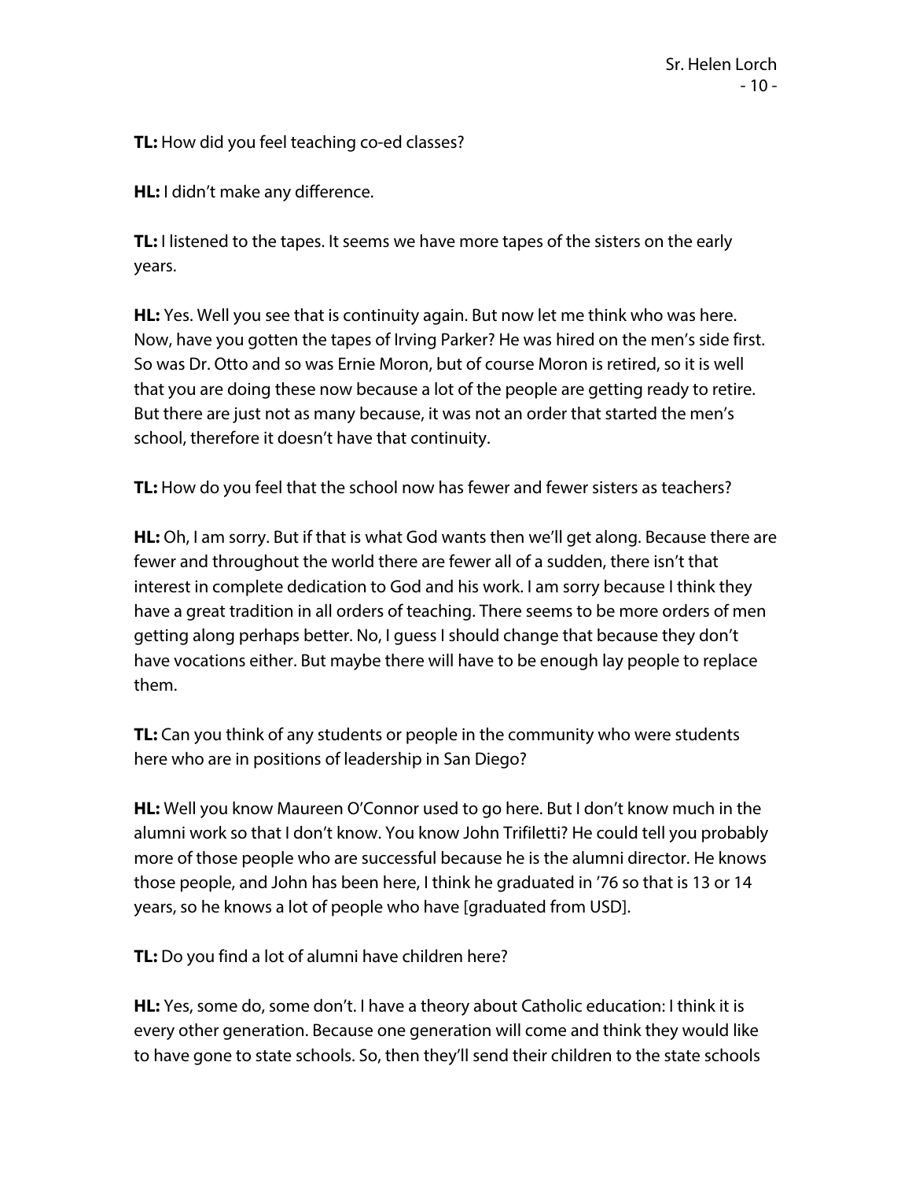**TL:** How did you feel teaching co-ed classes?

**HL:** I didn't make any difference.

**TL:** I listened to the tapes. It seems we have more tapes of the sisters on the early years.

**HL:** Yes. Well you see that is continuity again. But now let me think who was here. Now, have you gotten the tapes of Irving Parker? He was hired on the men's side first. So was Dr. Otto and so was Ernie Moron, but of course Moron is retired, so it is well that you are doing these now because a lot of the people are getting ready to retire. But there are just not as many because, it was not an order that started the men's school, therefore it doesn't have that continuity.

**TL:** How do you feel that the school now has fewer and fewer sisters as teachers?

**HL:** Oh, I am sorry. But if that is what God wants then we'll get along. Because there are fewer and throughout the world there are fewer all of a sudden, there isn't that interest in complete dedication to God and his work. I am sorry because I think they have a great tradition in all orders of teaching. There seems to be more orders of men getting along perhaps better. No, I guess I should change that because they don't have vocations either. But maybe there will have to be enough lay people to replace them.

**TL:** Can you think of any students or people in the community who were students here who are in positions of leadership in San Diego?

**HL:** Well you know Maureen O'Connor used to go here. But I don't know much in the alumni work so that I don't know. You know John Trifiletti? He could tell you probably more of those people who are successful because he is the alumni director. He knows those people, and John has been here, I think he graduated in '76 so that is 13 or 14 years, so he knows a lot of people who have [graduated from USD].

**TL:** Do you find a lot of alumni have children here?

**HL:** Yes, some do, some don't. I have a theory about Catholic education: I think it is every other generation. Because one generation will come and think they would like to have gone to state schools. So, then they'll send their children to the state schools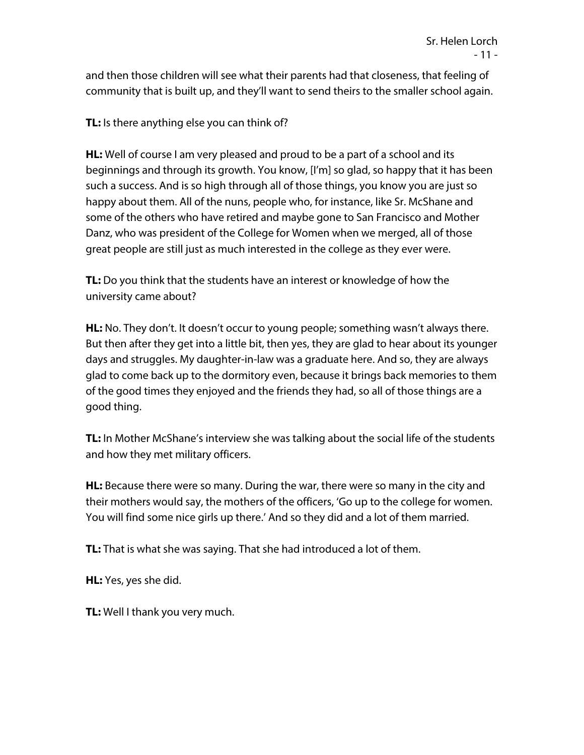and then those children will see what their parents had that closeness, that feeling of community that is built up, and they'll want to send theirs to the smaller school again.

**TL:** Is there anything else you can think of?

**HL:** Well of course I am very pleased and proud to be a part of a school and its beginnings and through its growth. You know, [I'm] so glad, so happy that it has been such a success. And is so high through all of those things, you know you are just so happy about them. All of the nuns, people who, for instance, like Sr. McShane and some of the others who have retired and maybe gone to San Francisco and Mother Danz, who was president of the College for Women when we merged, all of those great people are still just as much interested in the college as they ever were.

**TL:** Do you think that the students have an interest or knowledge of how the university came about?

**HL:** No. They don't. It doesn't occur to young people; something wasn't always there. But then after they get into a little bit, then yes, they are glad to hear about its younger days and struggles. My daughter-in-law was a graduate here. And so, they are always glad to come back up to the dormitory even, because it brings back memories to them of the good times they enjoyed and the friends they had, so all of those things are a good thing.

**TL:** In Mother McShane's interview she was talking about the social life of the students and how they met military officers.

**HL:** Because there were so many. During the war, there were so many in the city and their mothers would say, the mothers of the officers, 'Go up to the college for women. You will find some nice girls up there.' And so they did and a lot of them married.

**TL:** That is what she was saying. That she had introduced a lot of them.

**HL:** Yes, yes she did.

**TL:** Well I thank you very much.